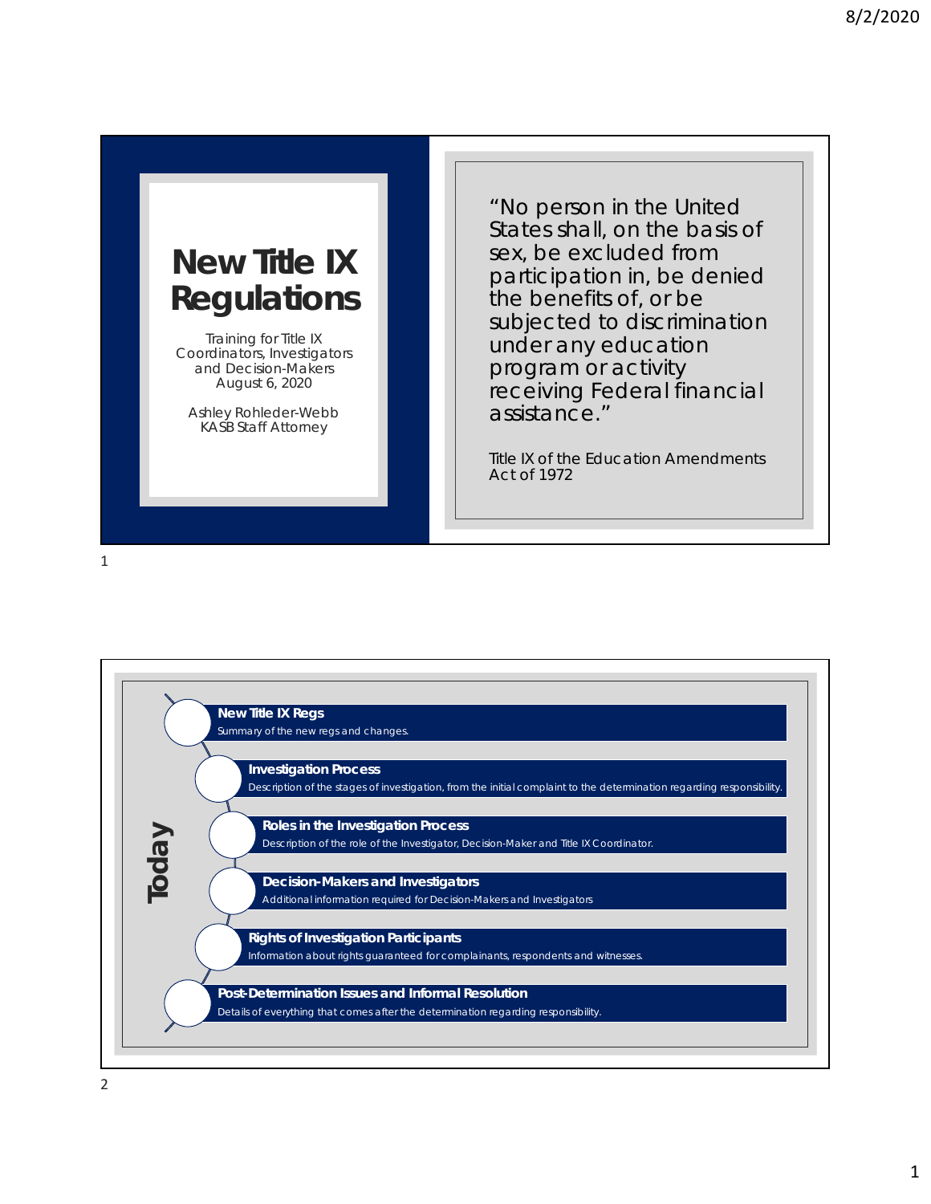# New Title IX Regulations

Training for Title IX Coordinators, Investigators and Decision-Makers
August 6, 2020

Ashley Rohleder-Webb
KASB Staff Attorney

"No person in the United States shall, on the basis of sex, be excluded from participation in, be denied the benefits of, or be subjected to discrimination under any education program or activity receiving Federal financial assistance."

Title IX of the Education Amendments Act of 1972

---

## Today

- **New Title IX Regs**
  Summary of the new regs and changes.
- **Investigation Process**
  Description of the stages of investigation, from the initial complaint to the determination regarding responsibility.
- **Roles in the Investigation Process**
  Description of the role of the Investigator, Decision-Maker and Title IX Coordinator.
- **Decision-Makers and Investigators**
  Additional information required for Decision-Makers and Investigators
- **Rights of Investigation Participants**
  Information about rights guaranteed for complainants, respondents and witnesses.
- **Post-Determination Issues and Informal Resolution**
  Details of everything that comes after the determination regarding responsibility.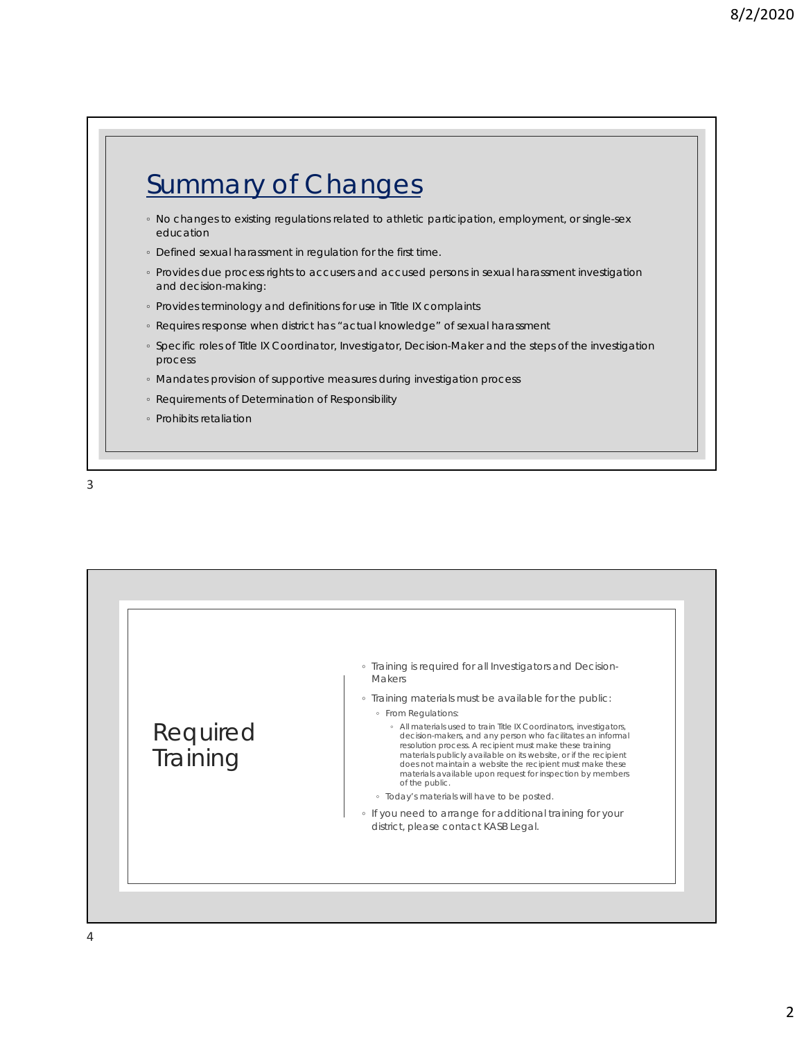## Summary of Changes

- No changes to existing regulations related to athletic participation, employment, or single-sex education
- Defined sexual harassment in regulation for the first time.
- Provides due process rights to accusers and accused persons in sexual harassment investigation and decision-making:
- Provides terminology and definitions for use in Title IX complaints
- Requires response when district has "actual knowledge" of sexual harassment
- Specific roles of Title IX Coordinator, Investigator, Decision-Maker and the steps of the investigation process
- Mandates provision of supportive measures during investigation process
- Requirements of Determination of Responsibility
- Prohibits retaliation

## Required Training

- Training is required for all Investigators and Decision-Makers
- Training materials must be available for the public:
  - From Regulations:
    - All materials used to train Title IX Coordinators, investigators, decision-makers, and any person who facilitates an informal resolution process. A recipient must make these training materials publicly available on its website, or if the recipient does not maintain a website the recipient must make these materials available upon request for inspection by members of the public.
  - Today's materials will have to be posted.
- If you need to arrange for additional training for your district, please contact KASB Legal.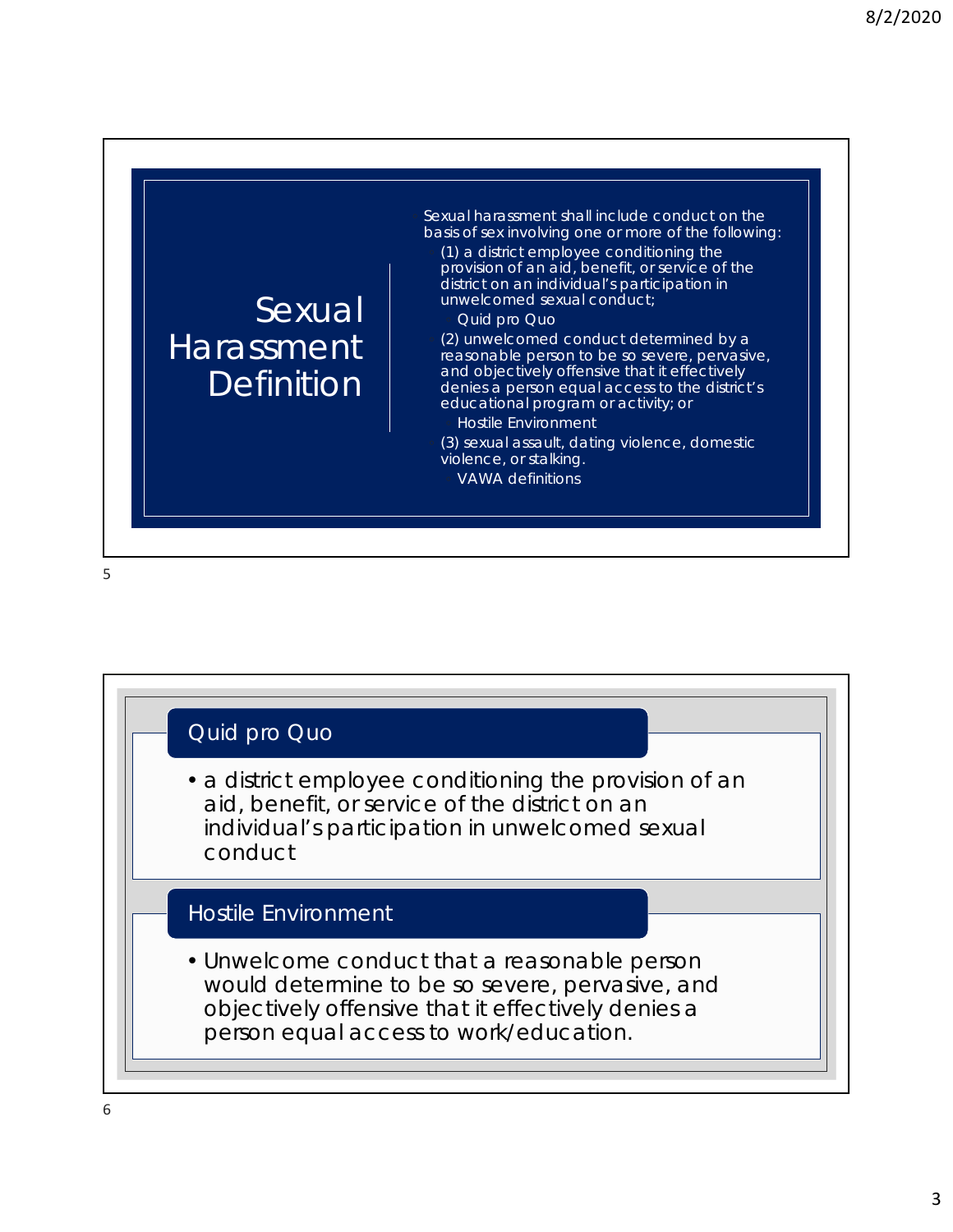## Sexual Harassment Definition

Sexual harassment shall include conduct on the basis of sex involving one or more of the following:

- (1) a district employee conditioning the provision of an aid, benefit, or service of the district on an individual's participation in unwelcomed sexual conduct;
  - Quid pro Quo
- (2) unwelcomed conduct determined by a reasonable person to be so severe, pervasive, and objectively offensive that it effectively denies a person equal access to the district's educational program or activity; or
  - Hostile Environment
- (3) sexual assault, dating violence, domestic violence, or stalking.
  - VAWA definitions

## Quid pro Quo

- a district employee conditioning the provision of an aid, benefit, or service of the district on an individual's participation in unwelcomed sexual conduct

## Hostile Environment

- Unwelcome conduct that a reasonable person would determine to be so severe, pervasive, and objectively offensive that it effectively denies a person equal access to work/education.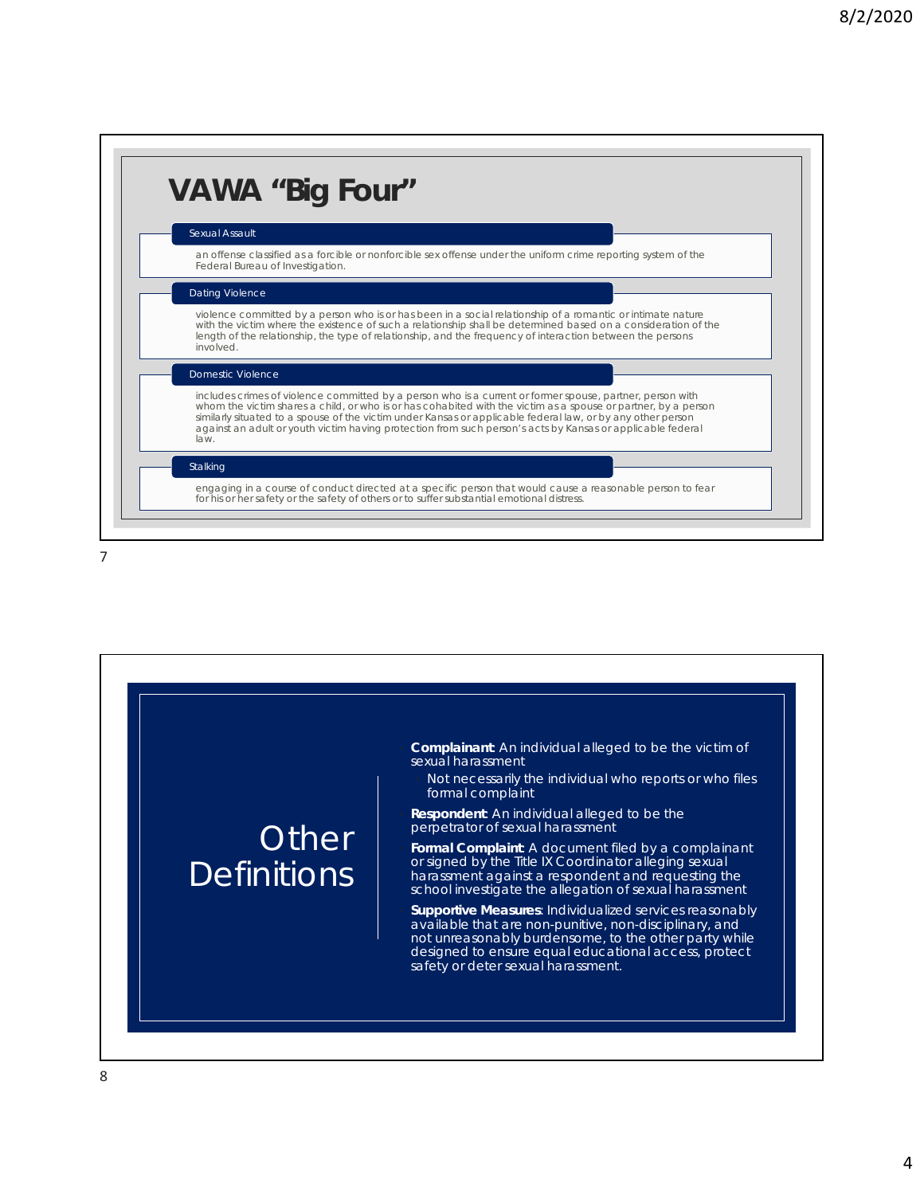# VAWA "Big Four"

**Sexual Assault**

an offense classified as a forcible or nonforcible sex offense under the uniform crime reporting system of the Federal Bureau of Investigation.

**Dating Violence**

violence committed by a person who is or has been in a social relationship of a romantic or intimate nature with the victim where the existence of such a relationship shall be determined based on a consideration of the length of the relationship, the type of relationship, and the frequency of interaction between the persons involved.

**Domestic Violence**

includes crimes of violence committed by a person who is a current or former spouse, partner, person with whom the victim shares a child, or who is or has cohabited with the victim as a spouse or partner, by a person similarly situated to a spouse of the victim under Kansas or applicable federal law, or by any other person against an adult or youth victim having protection from such person's acts by Kansas or applicable federal law.

**Stalking**

engaging in a course of conduct directed at a specific person that would cause a reasonable person to fear for his or her safety or the safety of others or to suffer substantial emotional distress.

# Other Definitions

- **Complainant**: An individual alleged to be the victim of sexual harassment
  - Not necessarily the individual who reports or who files formal complaint
- **Respondent**: An individual alleged to be the perpetrator of sexual harassment
- **Formal Complaint**: A document filed by a complainant or signed by the Title IX Coordinator alleging sexual harassment against a respondent and requesting the school investigate the allegation of sexual harassment
- **Supportive Measures**: Individualized services reasonably available that are non-punitive, non-disciplinary, and not unreasonably burdensome, to the other party while designed to ensure equal educational access, protect safety or deter sexual harassment.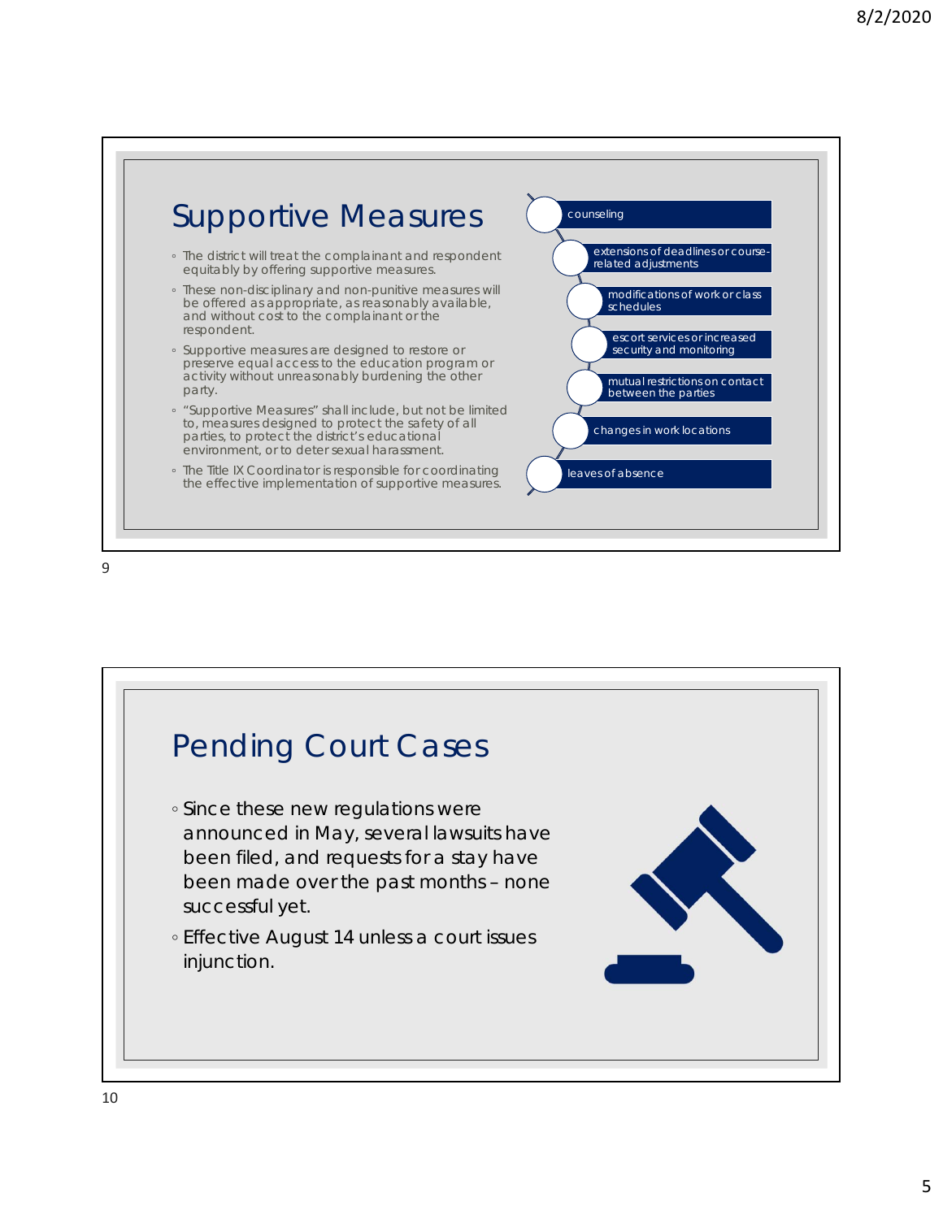## Supportive Measures

- The district will treat the complainant and respondent equitably by offering supportive measures.
- These non-disciplinary and non-punitive measures will be offered as appropriate, as reasonably available, and without cost to the complainant or the respondent.
- Supportive measures are designed to restore or preserve equal access to the education program or activity without unreasonably burdening the other party.
- "Supportive Measures" shall include, but not be limited to, measures designed to protect the safety of all parties, to protect the district's educational environment, or to deter sexual harassment.
- The Title IX Coordinator is responsible for coordinating the effective implementation of supportive measures.

- counseling
- extensions of deadlines or course-related adjustments
- modifications of work or class schedules
- escort services or increased security and monitoring
- mutual restrictions on contact between the parties
- changes in work locations
- leaves of absence

## Pending Court Cases

- Since these new regulations were announced in May, several lawsuits have been filed, and requests for a stay have been made over the past months – none successful yet.
- Effective August 14 unless a court issues injunction.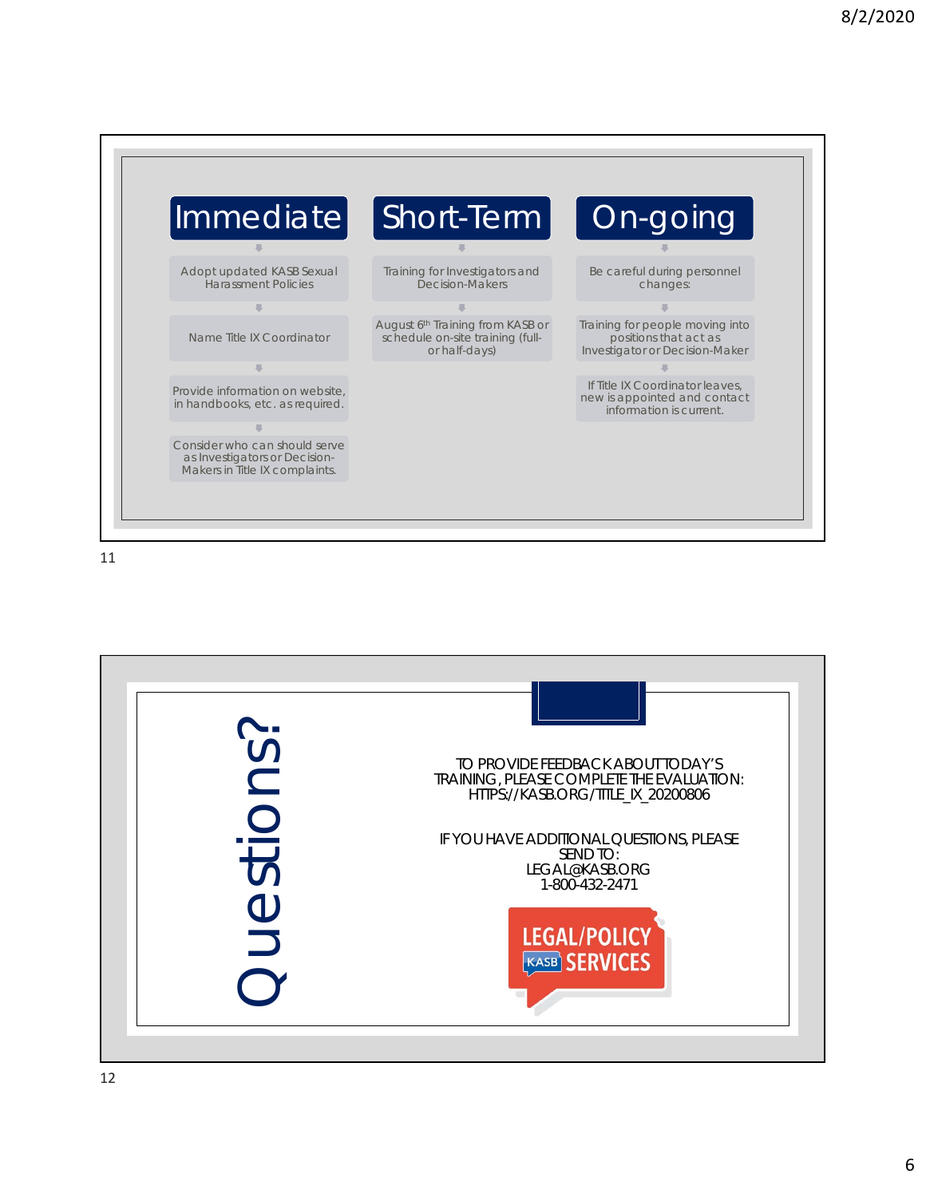## Immediate

- Adopt updated KASB Sexual Harassment Policies
- Name Title IX Coordinator
- Provide information on website, in handbooks, etc. as required.
- Consider who can should serve as Investigators or Decision-Makers in Title IX complaints.

## Short-Term

- Training for Investigators and Decision-Makers
- August 6th Training from KASB or schedule on-site training (full- or half-days)

## On-going

- Be careful during personnel changes:
- Training for people moving into positions that act as Investigator or Decision-Maker
- If Title IX Coordinator leaves, new is appointed and contact information is current.

---

# Questions?

TO PROVIDE FEEDBACK ABOUT TODAY'S TRAINING, PLEASE COMPLETE THE EVALUATION: HTTPS://KASB.ORG/TITLE_IX_20200806

IF YOU HAVE ADDITIONAL QUESTIONS, PLEASE SEND TO:
LEGAL@KASB.ORG
1-800-432-2471

LEGAL/POLICY
KASB SERVICES